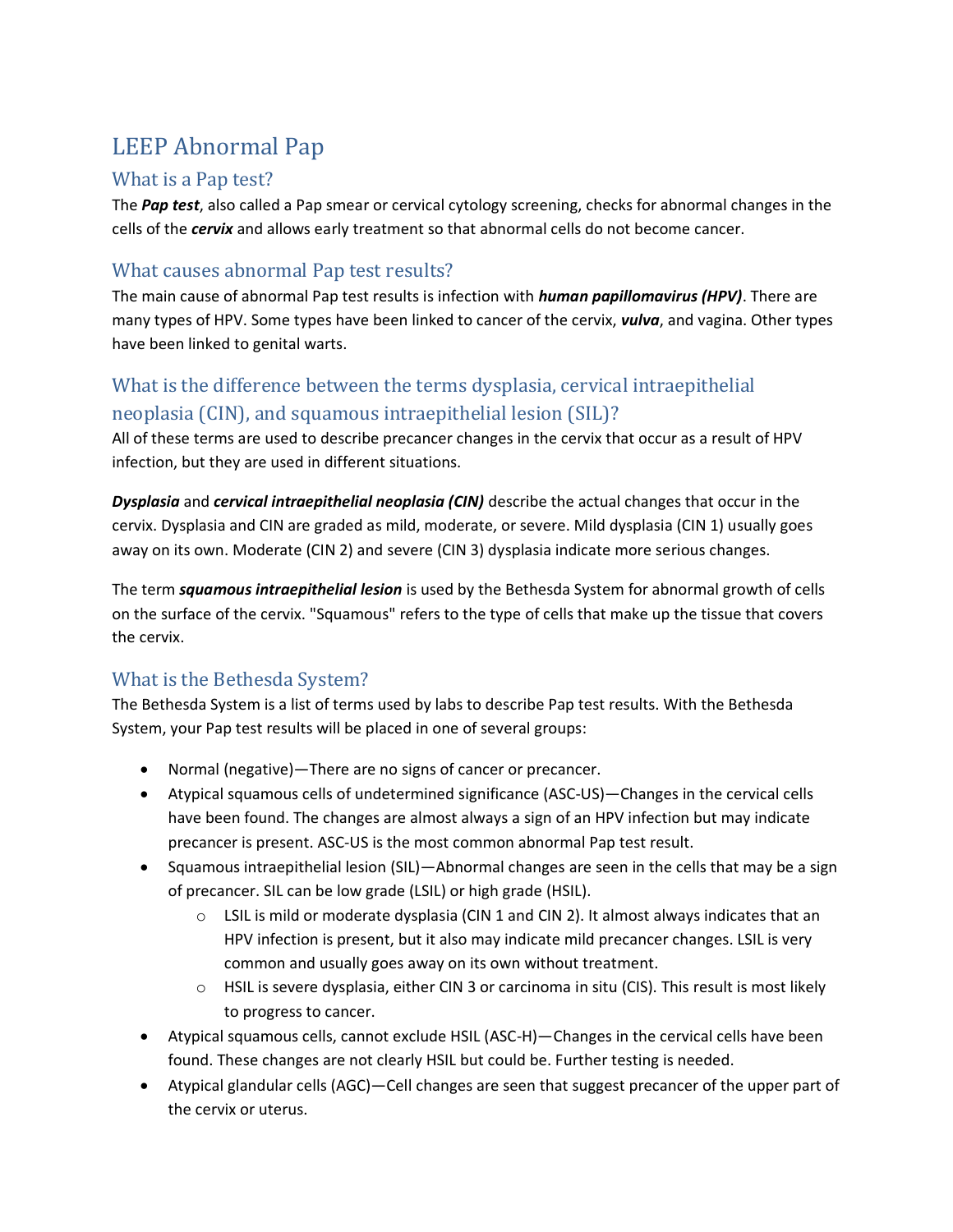# LEEP Abnormal Pap

## What is a Pap test?

The ***Pap test***, also called a Pap smear or cervical cytology screening, checks for abnormal changes in the cells of the ***cervix*** and allows early treatment so that abnormal cells do not become cancer.

## What causes abnormal Pap test results?

The main cause of abnormal Pap test results is infection with ***human papillomavirus (HPV)***. There are many types of HPV. Some types have been linked to cancer of the cervix, ***vulva***, and vagina. Other types have been linked to genital warts.

## What is the difference between the terms dysplasia, cervical intraepithelial neoplasia (CIN), and squamous intraepithelial lesion (SIL)?

All of these terms are used to describe precancer changes in the cervix that occur as a result of HPV infection, but they are used in different situations.

***Dysplasia*** and ***cervical intraepithelial neoplasia (CIN)*** describe the actual changes that occur in the cervix. Dysplasia and CIN are graded as mild, moderate, or severe. Mild dysplasia (CIN 1) usually goes away on its own. Moderate (CIN 2) and severe (CIN 3) dysplasia indicate more serious changes.

The term ***squamous intraepithelial lesion*** is used by the Bethesda System for abnormal growth of cells on the surface of the cervix. "Squamous" refers to the type of cells that make up the tissue that covers the cervix.

## What is the Bethesda System?

The Bethesda System is a list of terms used by labs to describe Pap test results. With the Bethesda System, your Pap test results will be placed in one of several groups:

- Normal (negative)—There are no signs of cancer or precancer.
- Atypical squamous cells of undetermined significance (ASC-US)—Changes in the cervical cells have been found. The changes are almost always a sign of an HPV infection but may indicate precancer is present. ASC-US is the most common abnormal Pap test result.
- Squamous intraepithelial lesion (SIL)—Abnormal changes are seen in the cells that may be a sign of precancer. SIL can be low grade (LSIL) or high grade (HSIL).
  - LSIL is mild or moderate dysplasia (CIN 1 and CIN 2). It almost always indicates that an HPV infection is present, but it also may indicate mild precancer changes. LSIL is very common and usually goes away on its own without treatment.
  - HSIL is severe dysplasia, either CIN 3 or carcinoma in situ (CIS). This result is most likely to progress to cancer.
- Atypical squamous cells, cannot exclude HSIL (ASC-H)—Changes in the cervical cells have been found. These changes are not clearly HSIL but could be. Further testing is needed.
- Atypical glandular cells (AGC)—Cell changes are seen that suggest precancer of the upper part of the cervix or uterus.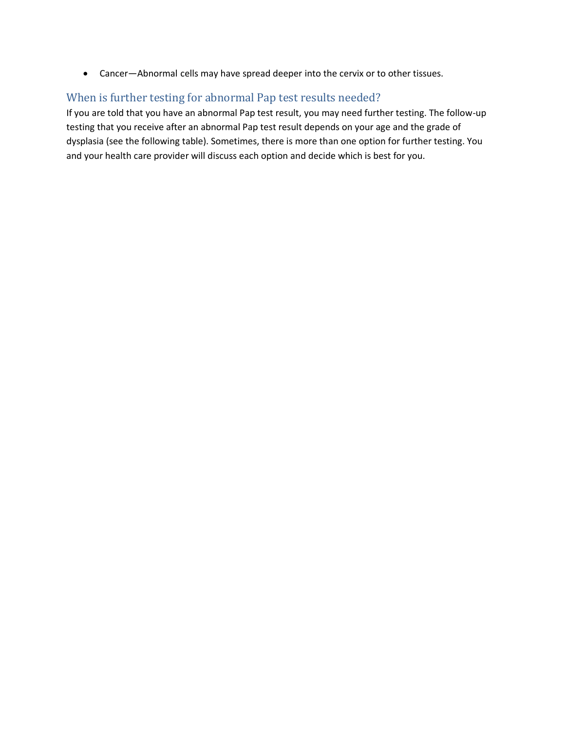- Cancer—Abnormal cells may have spread deeper into the cervix or to other tissues.

## When is further testing for abnormal Pap test results needed?

If you are told that you have an abnormal Pap test result, you may need further testing. The follow-up testing that you receive after an abnormal Pap test result depends on your age and the grade of dysplasia (see the following table). Sometimes, there is more than one option for further testing. You and your health care provider will discuss each option and decide which is best for you.